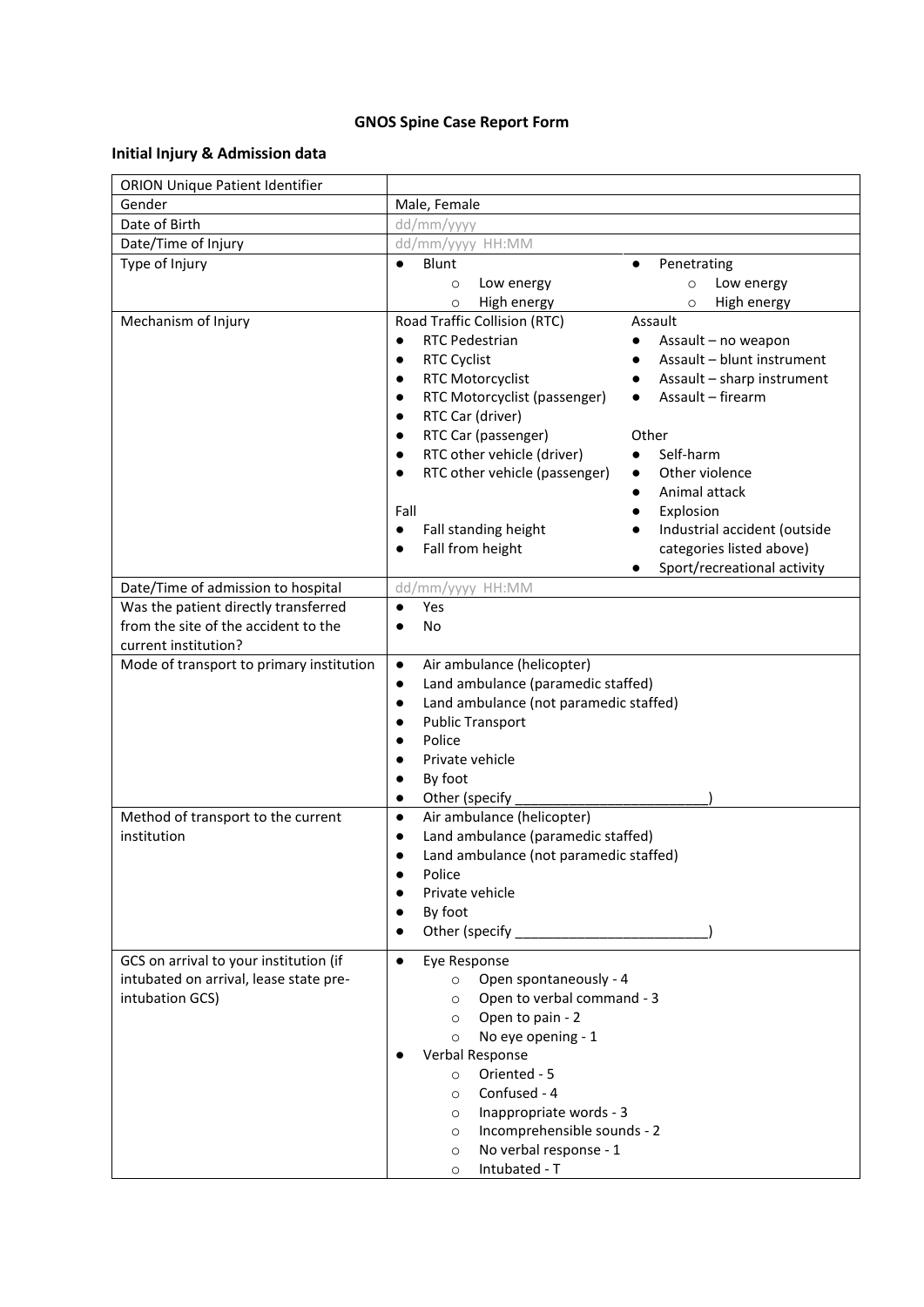# GNOS Spine Case Report Form

## Initial Injury & Admission data

| ORION Unique Patient Identifier | |
|---|---|
| Gender | Male, Female |
| Date of Birth | dd/mm/yyyy |
| Date/Time of Injury | dd/mm/yyyy HH:MM |
| Type of Injury | ● Blunt<br>○ Low energy<br>○ High energy<br>● Penetrating<br>○ Low energy<br>○ High energy |
| Mechanism of Injury | Road Traffic Collision (RTC)<br>● RTC Pedestrian<br>● RTC Cyclist<br>● RTC Motorcyclist<br>● RTC Motorcyclist (passenger)<br>● RTC Car (driver)<br>● RTC Car (passenger)<br>● RTC other vehicle (driver)<br>● RTC other vehicle (passenger)<br><br>Fall<br>● Fall standing height<br>● Fall from height<br><br>Assault<br>● Assault – no weapon<br>● Assault – blunt instrument<br>● Assault – sharp instrument<br>● Assault – firearm<br><br>Other<br>● Self-harm<br>● Other violence<br>● Animal attack<br>● Explosion<br>● Industrial accident (outside categories listed above)<br>● Sport/recreational activity |
| Date/Time of admission to hospital | dd/mm/yyyy HH:MM |
| Was the patient directly transferred from the site of the accident to the current institution? | ● Yes<br>● No |
| Mode of transport to primary institution | ● Air ambulance (helicopter)<br>● Land ambulance (paramedic staffed)<br>● Land ambulance (not paramedic staffed)<br>● Public Transport<br>● Police<br>● Private vehicle<br>● By foot<br>● Other (specify _________________________) |
| Method of transport to the current institution | ● Air ambulance (helicopter)<br>● Land ambulance (paramedic staffed)<br>● Land ambulance (not paramedic staffed)<br>● Police<br>● Private vehicle<br>● By foot<br>● Other (specify _________________________) |
| GCS on arrival to your institution (if intubated on arrival, lease state pre-intubation GCS) | ● Eye Response<br>○ Open spontaneously - 4<br>○ Open to verbal command - 3<br>○ Open to pain - 2<br>○ No eye opening - 1<br>● Verbal Response<br>○ Oriented - 5<br>○ Confused - 4<br>○ Inappropriate words - 3<br>○ Incomprehensible sounds - 2<br>○ No verbal response - 1<br>○ Intubated - T |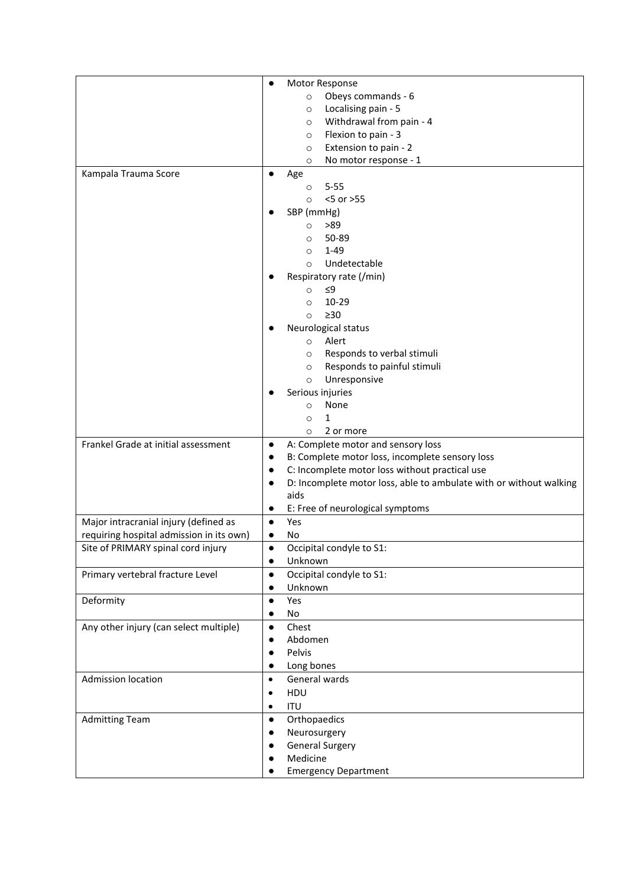| | |
|---|---|
| | • Motor Response<br>  ○ Obeys commands - 6<br>  ○ Localising pain - 5<br>  ○ Withdrawal from pain - 4<br>  ○ Flexion to pain - 3<br>  ○ Extension to pain - 2<br>  ○ No motor response - 1 |
| Kampala Trauma Score | • Age<br>  ○ 5-55<br>  ○ <5 or >55<br>• SBP (mmHg)<br>  ○ >89<br>  ○ 50-89<br>  ○ 1-49<br>  ○ Undetectable<br>• Respiratory rate (/min)<br>  ○ ≤9<br>  ○ 10-29<br>  ○ ≥30<br>• Neurological status<br>  ○ Alert<br>  ○ Responds to verbal stimuli<br>  ○ Responds to painful stimuli<br>  ○ Unresponsive<br>• Serious injuries<br>  ○ None<br>  ○ 1<br>  ○ 2 or more |
| Frankel Grade at initial assessment | • A: Complete motor and sensory loss<br>• B: Complete motor loss, incomplete sensory loss<br>• C: Incomplete motor loss without practical use<br>• D: Incomplete motor loss, able to ambulate with or without walking aids<br>• E: Free of neurological symptoms |
| Major intracranial injury (defined as requiring hospital admission in its own) | • Yes<br>• No |
| Site of PRIMARY spinal cord injury | • Occipital condyle to S1:<br>• Unknown |
| Primary vertebral fracture Level | • Occipital condyle to S1:<br>• Unknown |
| Deformity | • Yes<br>• No |
| Any other injury (can select multiple) | • Chest<br>• Abdomen<br>• Pelvis<br>• Long bones |
| Admission location | • General wards<br>• HDU<br>• ITU |
| Admitting Team | • Orthopaedics<br>• Neurosurgery<br>• General Surgery<br>• Medicine<br>• Emergency Department |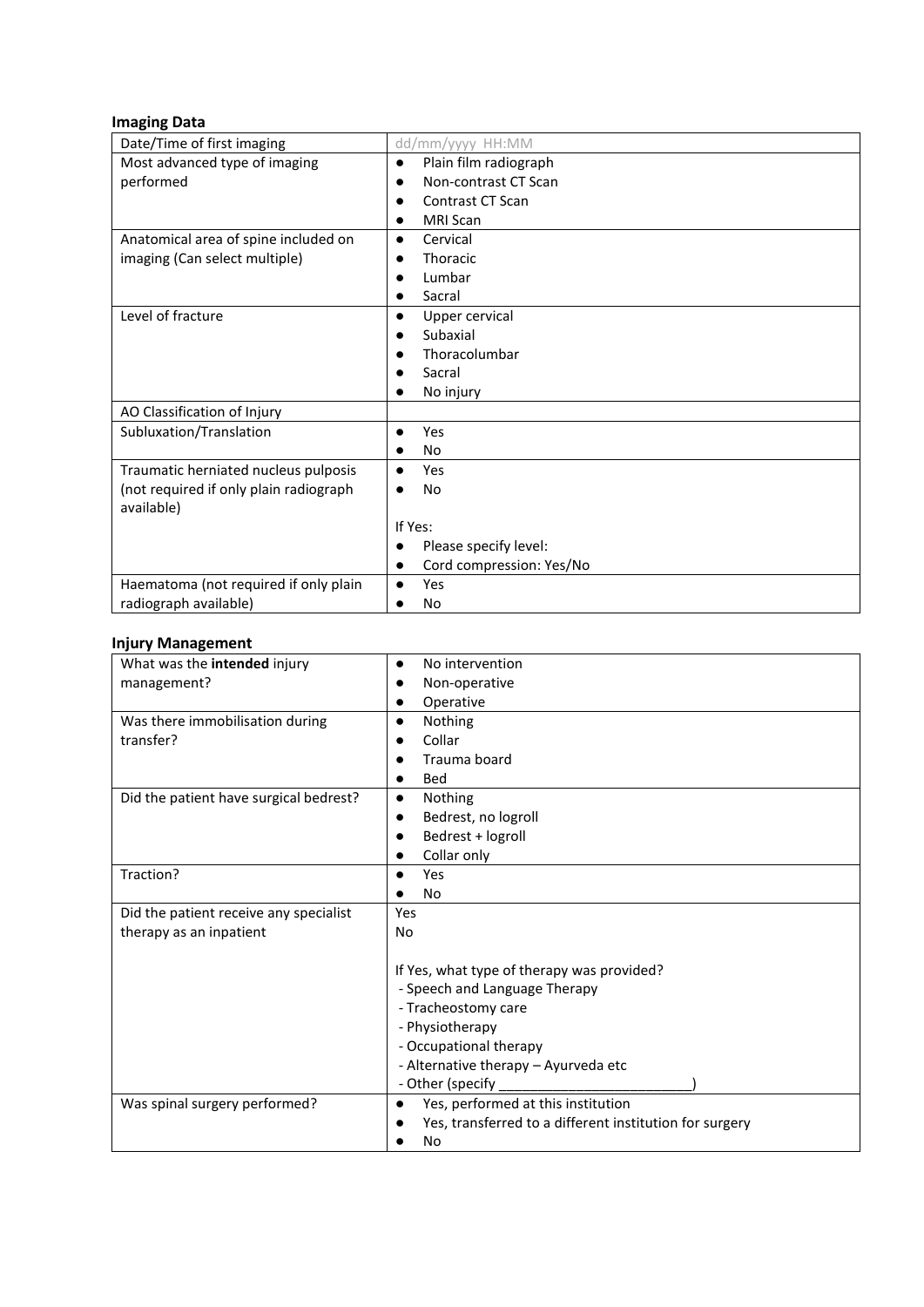**Imaging Data**

| | |
|---|---|
| Date/Time of first imaging | dd/mm/yyyy HH:MM |
| Most advanced type of imaging performed | ● Plain film radiograph<br>● Non-contrast CT Scan<br>● Contrast CT Scan<br>● MRI Scan |
| Anatomical area of spine included on imaging (Can select multiple) | ● Cervical<br>● Thoracic<br>● Lumbar<br>● Sacral |
| Level of fracture | ● Upper cervical<br>● Subaxial<br>● Thoracolumbar<br>● Sacral<br>● No injury |
| AO Classification of Injury | |
| Subluxation/Translation | ● Yes<br>● No |
| Traumatic herniated nucleus pulposis (not required if only plain radiograph available) | ● Yes<br>● No<br><br>If Yes:<br>● Please specify level:<br>● Cord compression: Yes/No |
| Haematoma (not required if only plain radiograph available) | ● Yes<br>● No |

**Injury Management**

| | |
|---|---|
| What was the **intended** injury management? | ● No intervention<br>● Non-operative<br>● Operative |
| Was there immobilisation during transfer? | ● Nothing<br>● Collar<br>● Trauma board<br>● Bed |
| Did the patient have surgical bedrest? | ● Nothing<br>● Bedrest, no logroll<br>● Bedrest + logroll<br>● Collar only |
| Traction? | ● Yes<br>● No |
| Did the patient receive any specialist therapy as an inpatient | Yes<br>No<br><br>If Yes, what type of therapy was provided?<br>- Speech and Language Therapy<br>- Tracheostomy care<br>- Physiotherapy<br>- Occupational therapy<br>- Alternative therapy – Ayurveda etc<br>- Other (specify _________________________) |
| Was spinal surgery performed? | ● Yes, performed at this institution<br>● Yes, transferred to a different institution for surgery<br>● No |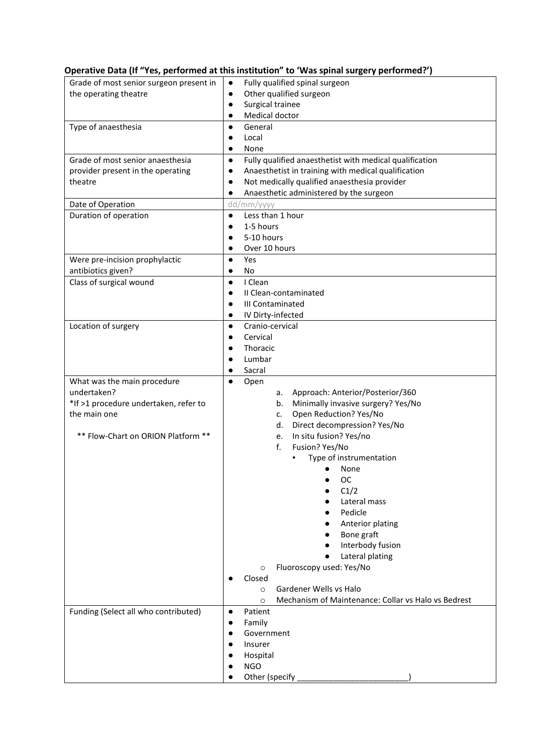**Operative Data (If "Yes, performed at this institution" to 'Was spinal surgery performed?')**

| | |
|---|---|
| Grade of most senior surgeon present in the operating theatre | • Fully qualified spinal surgeon<br>• Other qualified surgeon<br>• Surgical trainee<br>• Medical doctor |
| Type of anaesthesia | • General<br>• Local<br>• None |
| Grade of most senior anaesthesia provider present in the operating theatre | • Fully qualified anaesthetist with medical qualification<br>• Anaesthetist in training with medical qualification<br>• Not medically qualified anaesthesia provider<br>• Anaesthetic administered by the surgeon |
| Date of Operation | dd/mm/yyyy |
| Duration of operation | • Less than 1 hour<br>• 1-5 hours<br>• 5-10 hours<br>• Over 10 hours |
| Were pre-incision prophylactic antibiotics given? | • Yes<br>• No |
| Class of surgical wound | • I Clean<br>• II Clean-contaminated<br>• III Contaminated<br>• IV Dirty-infected |
| Location of surgery | • Cranio-cervical<br>• Cervical<br>• Thoracic<br>• Lumbar<br>• Sacral |
| What was the main procedure undertaken?<br>*If >1 procedure undertaken, refer to the main one<br><br>** Flow-Chart on ORION Platform ** | • Open<br>a. Approach: Anterior/Posterior/360<br>b. Minimally invasive surgery? Yes/No<br>c. Open Reduction? Yes/No<br>d. Direct decompression? Yes/No<br>e. In situ fusion? Yes/no<br>f. Fusion? Yes/No<br>▪ Type of instrumentation<br>• None<br>• OC<br>• C1/2<br>• Lateral mass<br>• Pedicle<br>• Anterior plating<br>• Bone graft<br>• Interbody fusion<br>• Lateral plating<br>○ Fluoroscopy used: Yes/No<br>• Closed<br>○ Gardener Wells vs Halo<br>○ Mechanism of Maintenance: Collar vs Halo vs Bedrest |
| Funding (Select all who contributed) | • Patient<br>• Family<br>• Government<br>• Insurer<br>• Hospital<br>• NGO<br>• Other (specify ________________________) |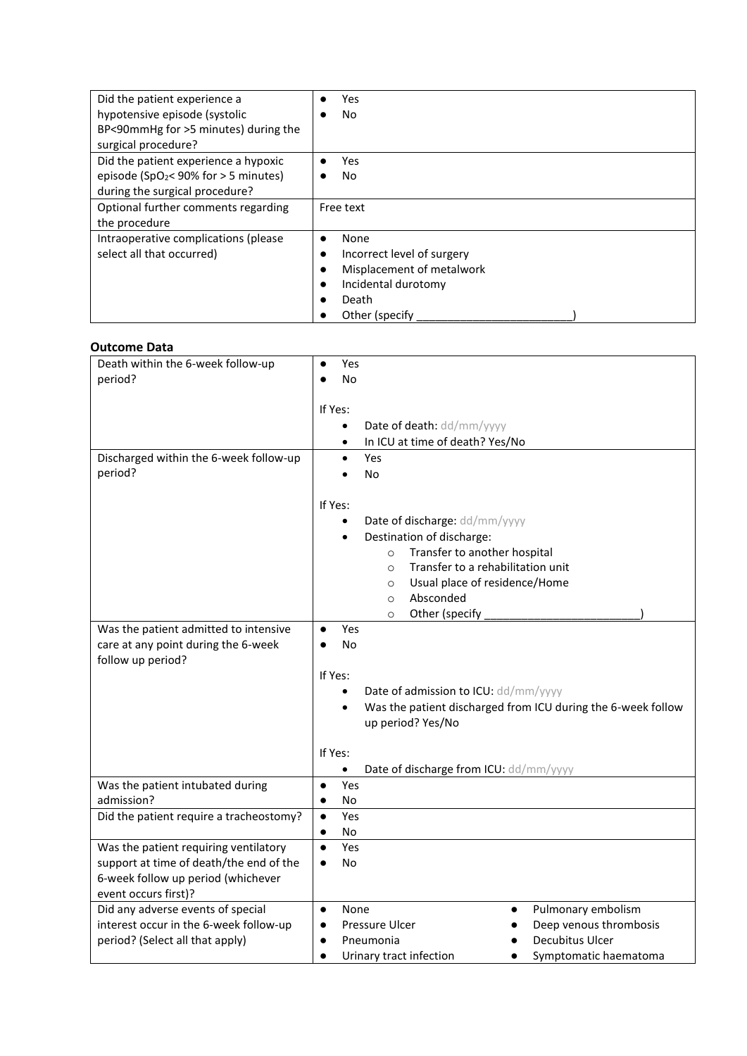| | |
|---|---|
| Did the patient experience a hypotensive episode (systolic BP<90mmHg for >5 minutes) during the surgical procedure? | • Yes<br>• No |
| Did the patient experience a hypoxic episode ($SpO_2$< 90% for > 5 minutes) during the surgical procedure? | • Yes<br>• No |
| Optional further comments regarding the procedure | Free text |
| Intraoperative complications (please select all that occurred) | • None<br>• Incorrect level of surgery<br>• Misplacement of metalwork<br>• Incidental durotomy<br>• Death<br>• Other (specify ________________________) |

**Outcome Data**

| | |
|---|---|
| Death within the 6-week follow-up period? | • Yes<br>• No<br><br>If Yes:<br>• Date of death: dd/mm/yyyy<br>• In ICU at time of death? Yes/No |
| Discharged within the 6-week follow-up period? | • Yes<br>• No<br><br>If Yes:<br>• Date of discharge: dd/mm/yyyy<br>• Destination of discharge:<br>  ○ Transfer to another hospital<br>  ○ Transfer to a rehabilitation unit<br>  ○ Usual place of residence/Home<br>  ○ Absconded<br>  ○ Other (specify ________________________) |
| Was the patient admitted to intensive care at any point during the 6-week follow up period? | • Yes<br>• No<br><br>If Yes:<br>• Date of admission to ICU: dd/mm/yyyy<br>• Was the patient discharged from ICU during the 6-week follow up period? Yes/No<br><br>If Yes:<br>• Date of discharge from ICU: dd/mm/yyyy |
| Was the patient intubated during admission? | • Yes<br>• No |
| Did the patient require a tracheostomy? | • Yes<br>• No |
| Was the patient requiring ventilatory support at time of death/the end of the 6-week follow up period (whichever event occurs first)? | • Yes<br>• No |
| Did any adverse events of special interest occur in the 6-week follow-up period? (Select all that apply) | • None<br>• Pressure Ulcer<br>• Pneumonia<br>• Urinary tract infection<br>• Pulmonary embolism<br>• Deep venous thrombosis<br>• Decubitus Ulcer<br>• Symptomatic haematoma |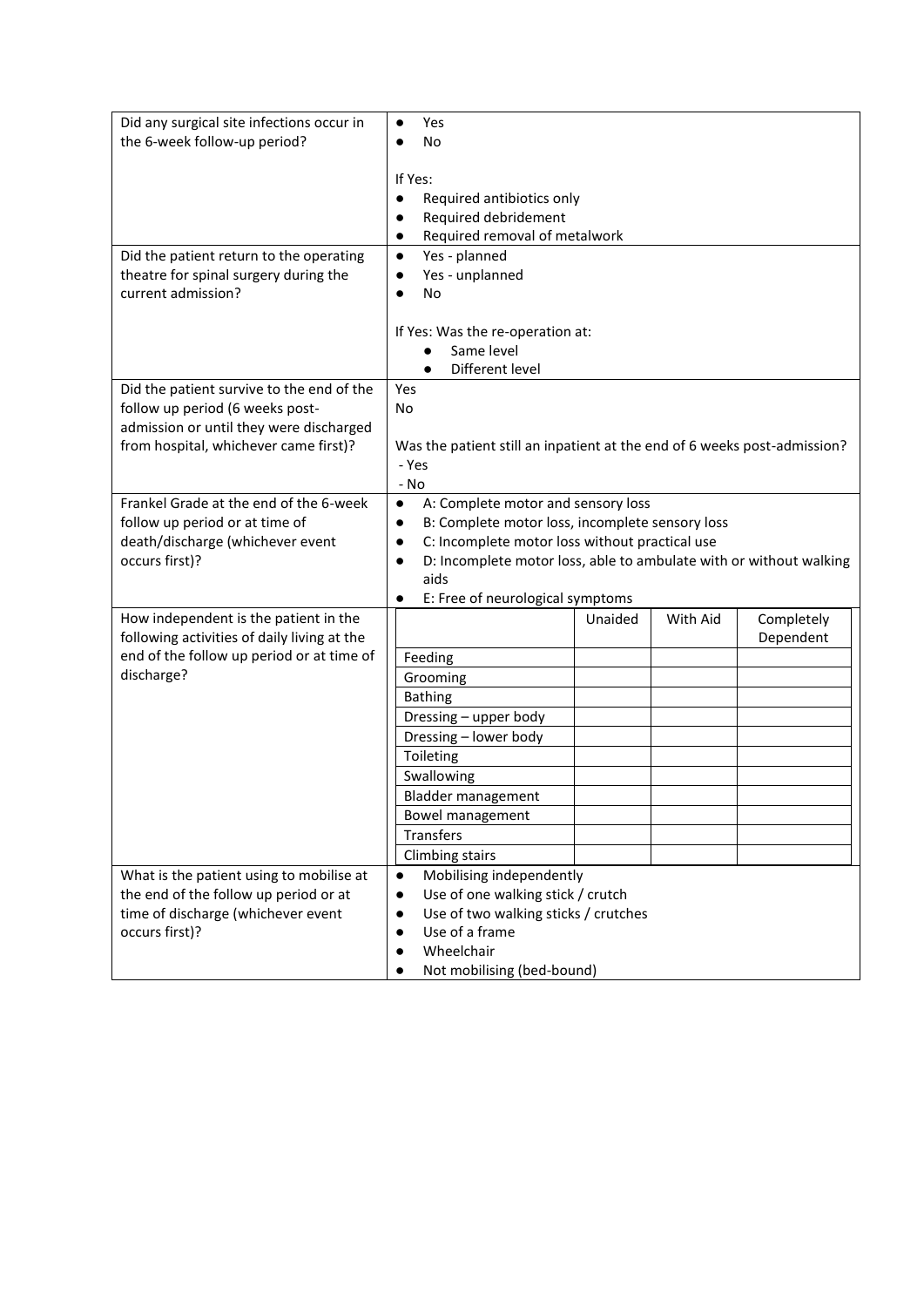| | |
|---|---|
| Did any surgical site infections occur in the 6-week follow-up period? | • Yes<br>• No<br><br>If Yes:<br>• Required antibiotics only<br>• Required debridement<br>• Required removal of metalwork |
| Did the patient return to the operating theatre for spinal surgery during the current admission? | • Yes - planned<br>• Yes - unplanned<br>• No<br><br>If Yes: Was the re-operation at:<br>• Same level<br>• Different level |
| Did the patient survive to the end of the follow up period (6 weeks post-admission or until they were discharged from hospital, whichever came first)? | Yes<br>No<br><br>Was the patient still an inpatient at the end of 6 weeks post-admission?<br>- Yes<br>- No |
| Frankel Grade at the end of the 6-week follow up period or at time of death/discharge (whichever event occurs first)? | • A: Complete motor and sensory loss<br>• B: Complete motor loss, incomplete sensory loss<br>• C: Incomplete motor loss without practical use<br>• D: Incomplete motor loss, able to ambulate with or without walking aids<br>• E: Free of neurological symptoms |
| How independent is the patient in the following activities of daily living at the end of the follow up period or at time of discharge? | (see table below) |
| What is the patient using to mobilise at the end of the follow up period or at time of discharge (whichever event occurs first)? | • Mobilising independently<br>• Use of one walking stick / crutch<br>• Use of two walking sticks / crutches<br>• Use of a frame<br>• Wheelchair<br>• Not mobilising (bed-bound) |

| | Unaided | With Aid | Completely Dependent |
|---|---|---|---|
| Feeding | | | |
| Grooming | | | |
| Bathing | | | |
| Dressing – upper body | | | |
| Dressing – lower body | | | |
| Toileting | | | |
| Swallowing | | | |
| Bladder management | | | |
| Bowel management | | | |
| Transfers | | | |
| Climbing stairs | | | |